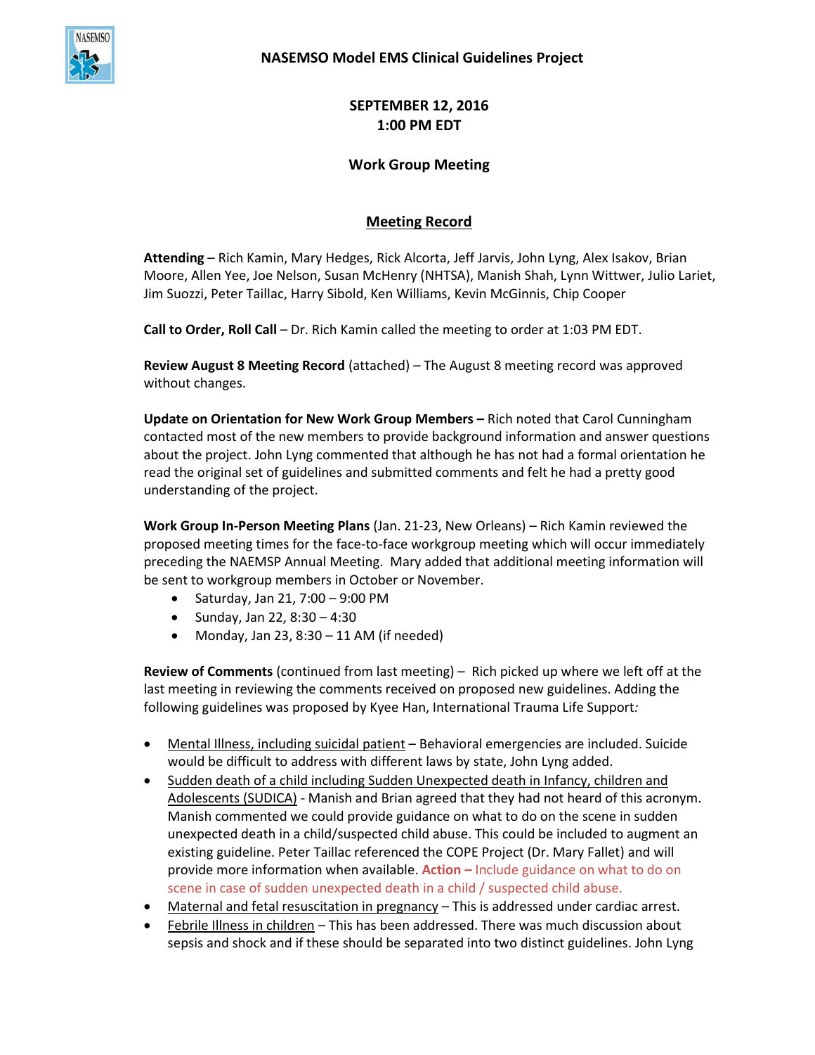# NASEMSO Model EMS Clinical Guidelines Project

**SEPTEMBER 12, 2016**
**1:00 PM EDT**

**Work Group Meeting**

## Meeting Record

**Attending** – Rich Kamin, Mary Hedges, Rick Alcorta, Jeff Jarvis, John Lyng, Alex Isakov, Brian Moore, Allen Yee, Joe Nelson, Susan McHenry (NHTSA), Manish Shah, Lynn Wittwer, Julio Lariet, Jim Suozzi, Peter Taillac, Harry Sibold, Ken Williams, Kevin McGinnis, Chip Cooper

**Call to Order, Roll Call** – Dr. Rich Kamin called the meeting to order at 1:03 PM EDT.

**Review August 8 Meeting Record** (attached) – The August 8 meeting record was approved without changes.

**Update on Orientation for New Work Group Members –** Rich noted that Carol Cunningham contacted most of the new members to provide background information and answer questions about the project. John Lyng commented that although he has not had a formal orientation he read the original set of guidelines and submitted comments and felt he had a pretty good understanding of the project.

**Work Group In-Person Meeting Plans** (Jan. 21-23, New Orleans) – Rich Kamin reviewed the proposed meeting times for the face-to-face workgroup meeting which will occur immediately preceding the NAEMSP Annual Meeting. Mary added that additional meeting information will be sent to workgroup members in October or November.

- Saturday, Jan 21, 7:00 – 9:00 PM
- Sunday, Jan 22, 8:30 – 4:30
- Monday, Jan 23, 8:30 – 11 AM (if needed)

**Review of Comments** (continued from last meeting) – Rich picked up where we left off at the last meeting in reviewing the comments received on proposed new guidelines. Adding the following guidelines was proposed by Kyee Han, International Trauma Life Support*:*

- Mental Illness, including suicidal patient – Behavioral emergencies are included. Suicide would be difficult to address with different laws by state, John Lyng added.
- Sudden death of a child including Sudden Unexpected death in Infancy, children and Adolescents (SUDICA) - Manish and Brian agreed that they had not heard of this acronym. Manish commented we could provide guidance on what to do on the scene in sudden unexpected death in a child/suspected child abuse. This could be included to augment an existing guideline. Peter Taillac referenced the COPE Project (Dr. Mary Fallet) and will provide more information when available. **Action –** Include guidance on what to do on scene in case of sudden unexpected death in a child / suspected child abuse.
- Maternal and fetal resuscitation in pregnancy – This is addressed under cardiac arrest.
- Febrile Illness in children – This has been addressed. There was much discussion about sepsis and shock and if these should be separated into two distinct guidelines. John Lyng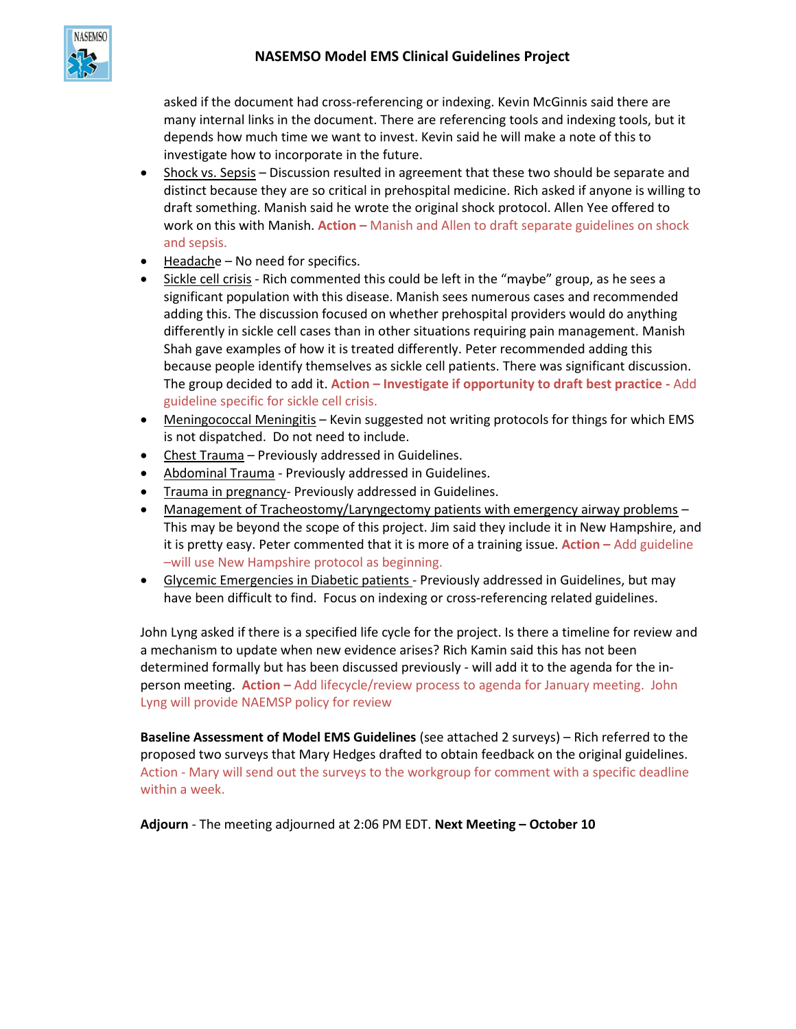asked if the document had cross-referencing or indexing. Kevin McGinnis said there are many internal links in the document. There are referencing tools and indexing tools, but it depends how much time we want to invest. Kevin said he will make a note of this to investigate how to incorporate in the future.

- Shock vs. Sepsis – Discussion resulted in agreement that these two should be separate and distinct because they are so critical in prehospital medicine. Rich asked if anyone is willing to draft something. Manish said he wrote the original shock protocol. Allen Yee offered to work on this with Manish. **Action –** Manish and Allen to draft separate guidelines on shock and sepsis.
- Headache – No need for specifics.
- Sickle cell crisis - Rich commented this could be left in the "maybe" group, as he sees a significant population with this disease. Manish sees numerous cases and recommended adding this. The discussion focused on whether prehospital providers would do anything differently in sickle cell cases than in other situations requiring pain management. Manish Shah gave examples of how it is treated differently. Peter recommended adding this because people identify themselves as sickle cell patients. There was significant discussion. The group decided to add it. **Action – Investigate if opportunity to draft best practice -** Add guideline specific for sickle cell crisis.
- Meningococcal Meningitis – Kevin suggested not writing protocols for things for which EMS is not dispatched. Do not need to include.
- Chest Trauma – Previously addressed in Guidelines.
- Abdominal Trauma - Previously addressed in Guidelines.
- Trauma in pregnancy- Previously addressed in Guidelines.
- Management of Tracheostomy/Laryngectomy patients with emergency airway problems – This may be beyond the scope of this project. Jim said they include it in New Hampshire, and it is pretty easy. Peter commented that it is more of a training issue. **Action –** Add guideline –will use New Hampshire protocol as beginning.
- Glycemic Emergencies in Diabetic patients - Previously addressed in Guidelines, but may have been difficult to find. Focus on indexing or cross-referencing related guidelines.

John Lyng asked if there is a specified life cycle for the project. Is there a timeline for review and a mechanism to update when new evidence arises? Rich Kamin said this has not been determined formally but has been discussed previously - will add it to the agenda for the in-person meeting. **Action –** Add lifecycle/review process to agenda for January meeting. John Lyng will provide NAEMSP policy for review

**Baseline Assessment of Model EMS Guidelines** (see attached 2 surveys) – Rich referred to the proposed two surveys that Mary Hedges drafted to obtain feedback on the original guidelines. Action - Mary will send out the surveys to the workgroup for comment with a specific deadline within a week.

**Adjourn** - The meeting adjourned at 2:06 PM EDT. **Next Meeting – October 10**